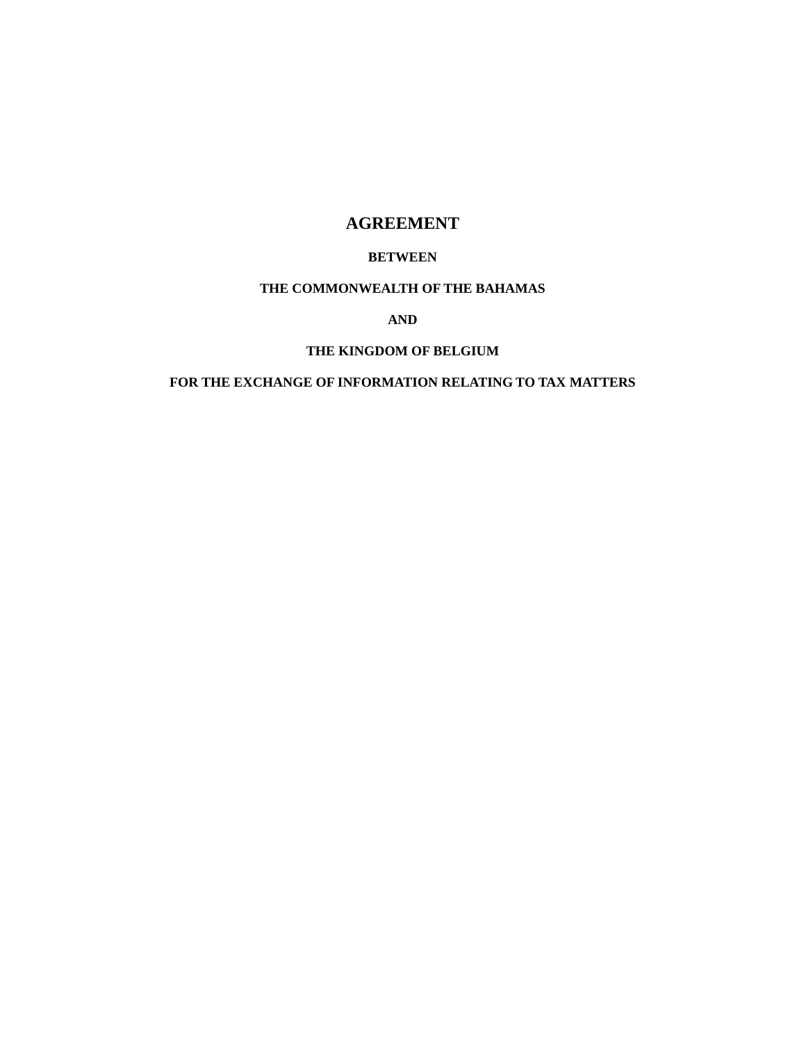# AGREEMENT

**BETWEEN**

**THE COMMONWEALTH OF THE BAHAMAS**

**AND**

**THE KINGDOM OF BELGIUM**

**FOR THE EXCHANGE OF INFORMATION RELATING TO TAX MATTERS**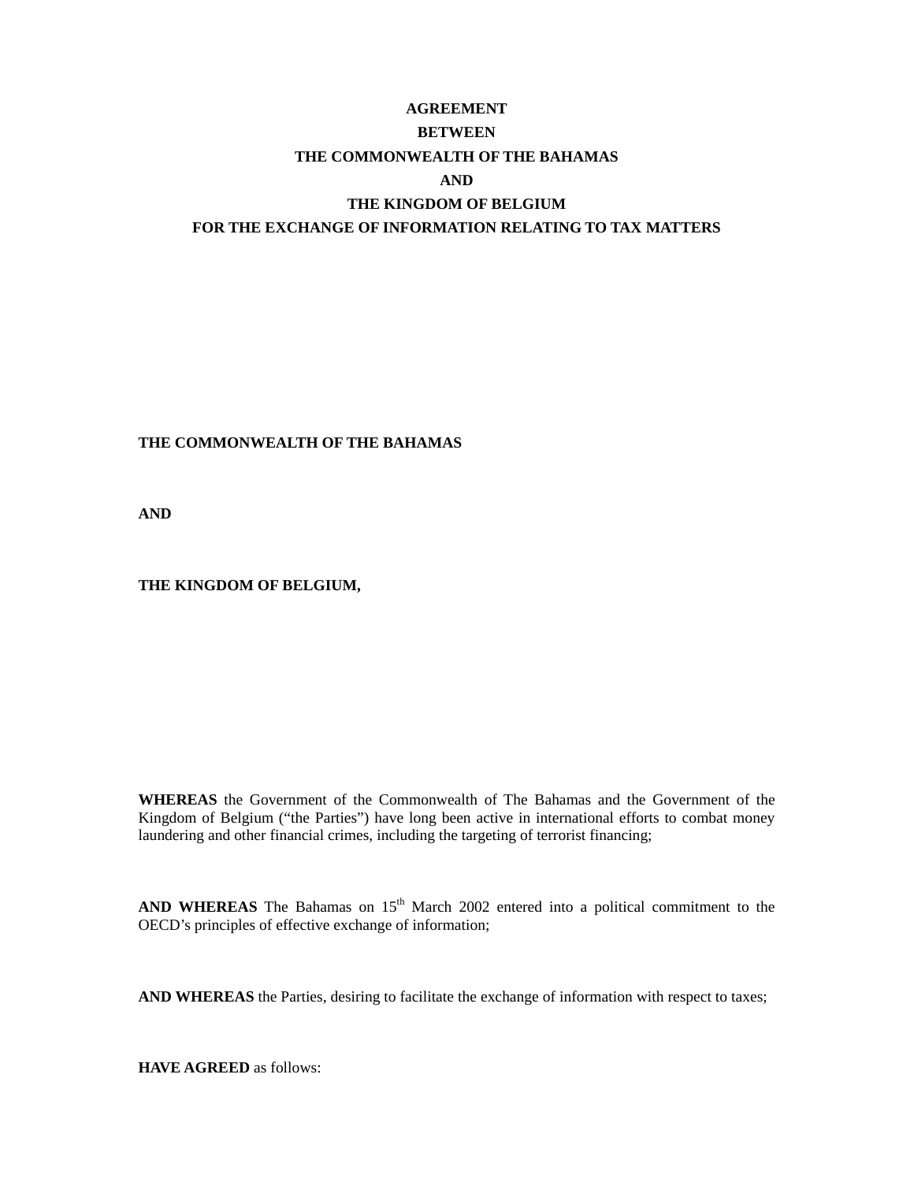**AGREEMENT**

**BETWEEN**

**THE COMMONWEALTH OF THE BAHAMAS**

**AND**

**THE KINGDOM OF BELGIUM**

**FOR THE EXCHANGE OF INFORMATION RELATING TO TAX MATTERS**

**THE COMMONWEALTH OF THE BAHAMAS**

**AND**

**THE KINGDOM OF BELGIUM,**

**WHEREAS** the Government of the Commonwealth of The Bahamas and the Government of the Kingdom of Belgium ("the Parties") have long been active in international efforts to combat money laundering and other financial crimes, including the targeting of terrorist financing;

**AND WHEREAS** The Bahamas on 15th March 2002 entered into a political commitment to the OECD's principles of effective exchange of information;

**AND WHEREAS** the Parties, desiring to facilitate the exchange of information with respect to taxes;

**HAVE AGREED** as follows: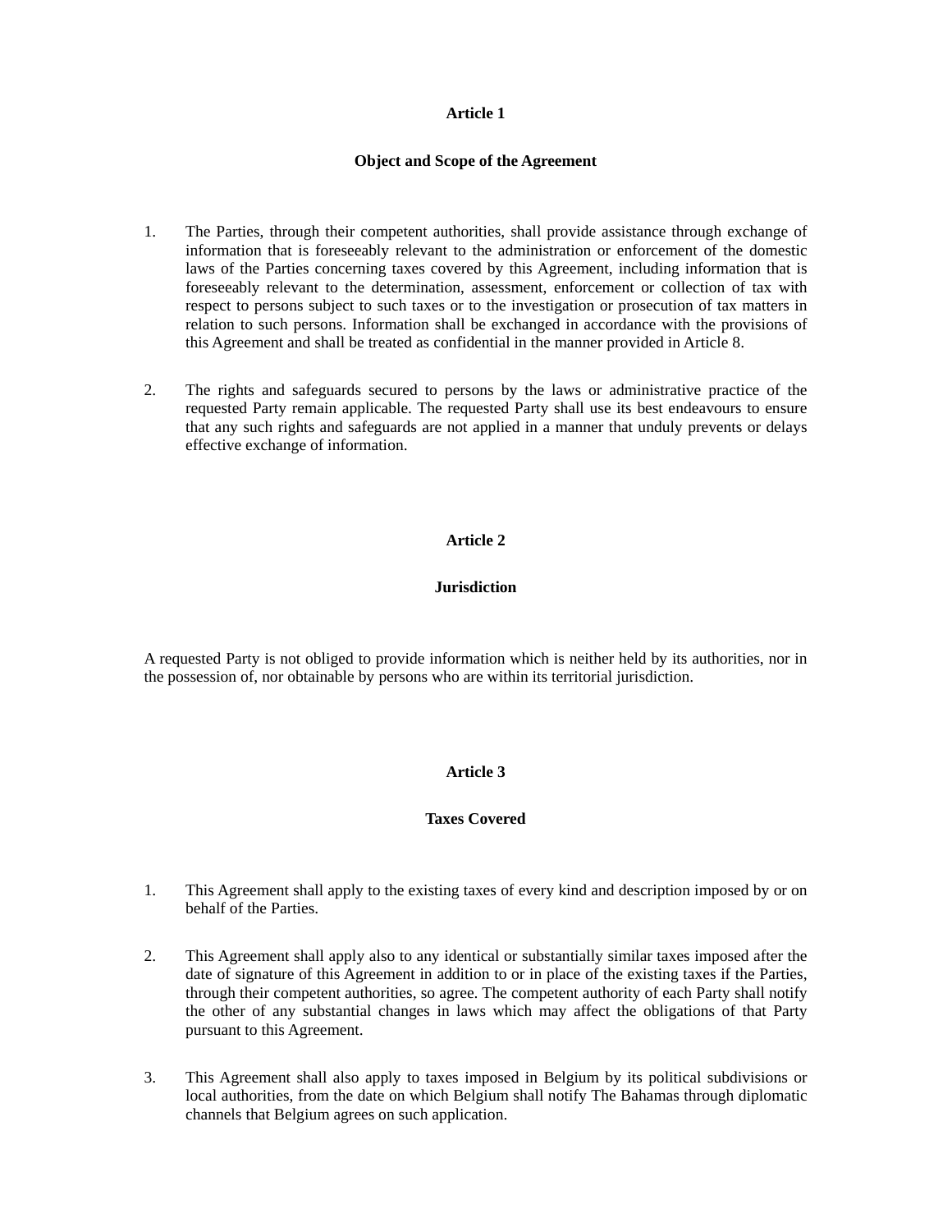## Article 1

### Object and Scope of the Agreement

1. The Parties, through their competent authorities, shall provide assistance through exchange of information that is foreseeably relevant to the administration or enforcement of the domestic laws of the Parties concerning taxes covered by this Agreement, including information that is foreseeably relevant to the determination, assessment, enforcement or collection of tax with respect to persons subject to such taxes or to the investigation or prosecution of tax matters in relation to such persons. Information shall be exchanged in accordance with the provisions of this Agreement and shall be treated as confidential in the manner provided in Article 8.

2. The rights and safeguards secured to persons by the laws or administrative practice of the requested Party remain applicable. The requested Party shall use its best endeavours to ensure that any such rights and safeguards are not applied in a manner that unduly prevents or delays effective exchange of information.

## Article 2

### Jurisdiction

A requested Party is not obliged to provide information which is neither held by its authorities, nor in the possession of, nor obtainable by persons who are within its territorial jurisdiction.

## Article 3

### Taxes Covered

1. This Agreement shall apply to the existing taxes of every kind and description imposed by or on behalf of the Parties.

2. This Agreement shall apply also to any identical or substantially similar taxes imposed after the date of signature of this Agreement in addition to or in place of the existing taxes if the Parties, through their competent authorities, so agree. The competent authority of each Party shall notify the other of any substantial changes in laws which may affect the obligations of that Party pursuant to this Agreement.

3. This Agreement shall also apply to taxes imposed in Belgium by its political subdivisions or local authorities, from the date on which Belgium shall notify The Bahamas through diplomatic channels that Belgium agrees on such application.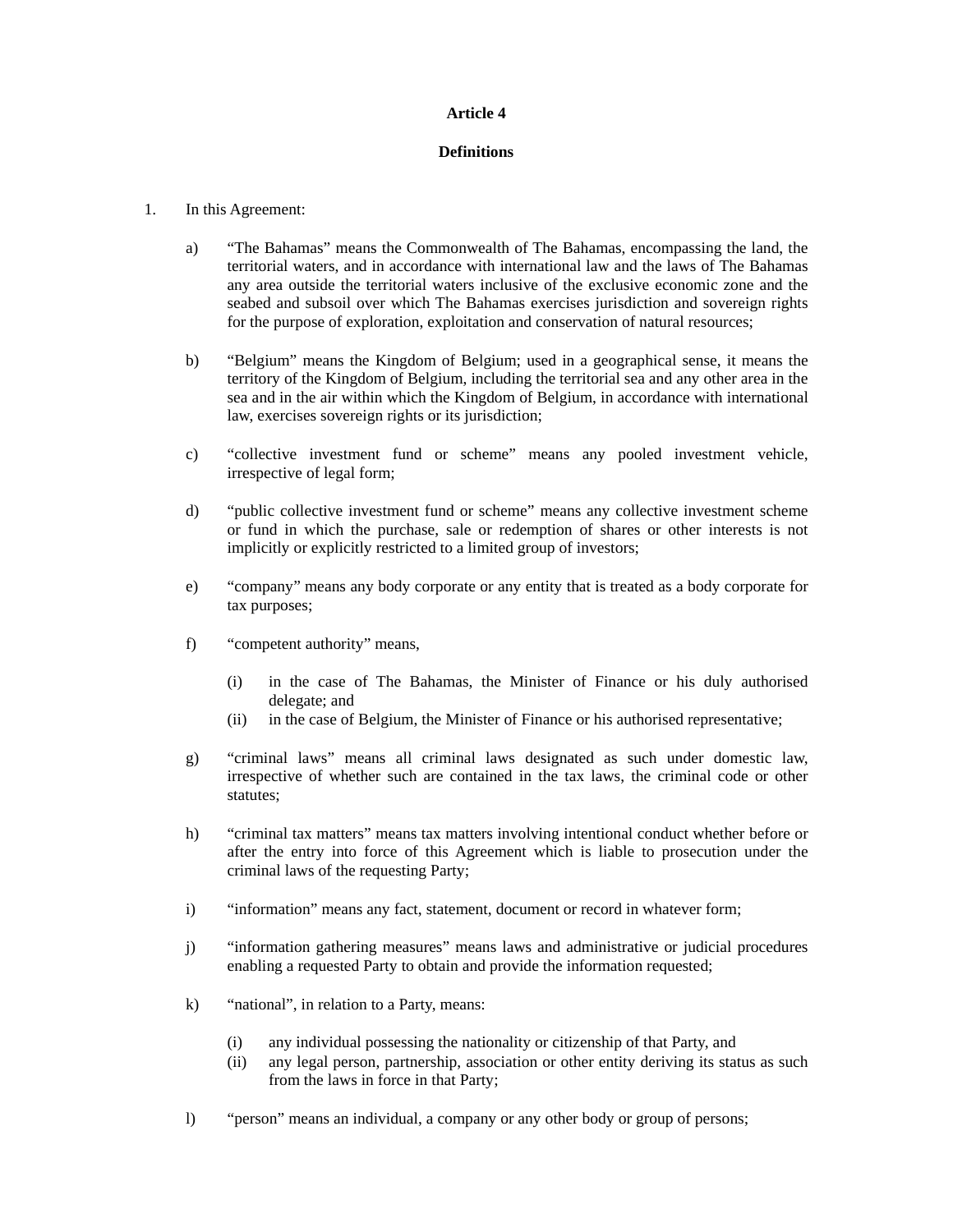**Article 4**

**Definitions**

1. In this Agreement:

   a) "The Bahamas" means the Commonwealth of The Bahamas, encompassing the land, the territorial waters, and in accordance with international law and the laws of The Bahamas any area outside the territorial waters inclusive of the exclusive economic zone and the seabed and subsoil over which The Bahamas exercises jurisdiction and sovereign rights for the purpose of exploration, exploitation and conservation of natural resources;

   b) "Belgium" means the Kingdom of Belgium; used in a geographical sense, it means the territory of the Kingdom of Belgium, including the territorial sea and any other area in the sea and in the air within which the Kingdom of Belgium, in accordance with international law, exercises sovereign rights or its jurisdiction;

   c) "collective investment fund or scheme" means any pooled investment vehicle, irrespective of legal form;

   d) "public collective investment fund or scheme" means any collective investment scheme or fund in which the purchase, sale or redemption of shares or other interests is not implicitly or explicitly restricted to a limited group of investors;

   e) "company" means any body corporate or any entity that is treated as a body corporate for tax purposes;

   f) "competent authority" means,

      (i) in the case of The Bahamas, the Minister of Finance or his duly authorised delegate; and
      (ii) in the case of Belgium, the Minister of Finance or his authorised representative;

   g) "criminal laws" means all criminal laws designated as such under domestic law, irrespective of whether such are contained in the tax laws, the criminal code or other statutes;

   h) "criminal tax matters" means tax matters involving intentional conduct whether before or after the entry into force of this Agreement which is liable to prosecution under the criminal laws of the requesting Party;

   i) "information" means any fact, statement, document or record in whatever form;

   j) "information gathering measures" means laws and administrative or judicial procedures enabling a requested Party to obtain and provide the information requested;

   k) "national", in relation to a Party, means:

      (i) any individual possessing the nationality or citizenship of that Party, and
      (ii) any legal person, partnership, association or other entity deriving its status as such from the laws in force in that Party;

   l) "person" means an individual, a company or any other body or group of persons;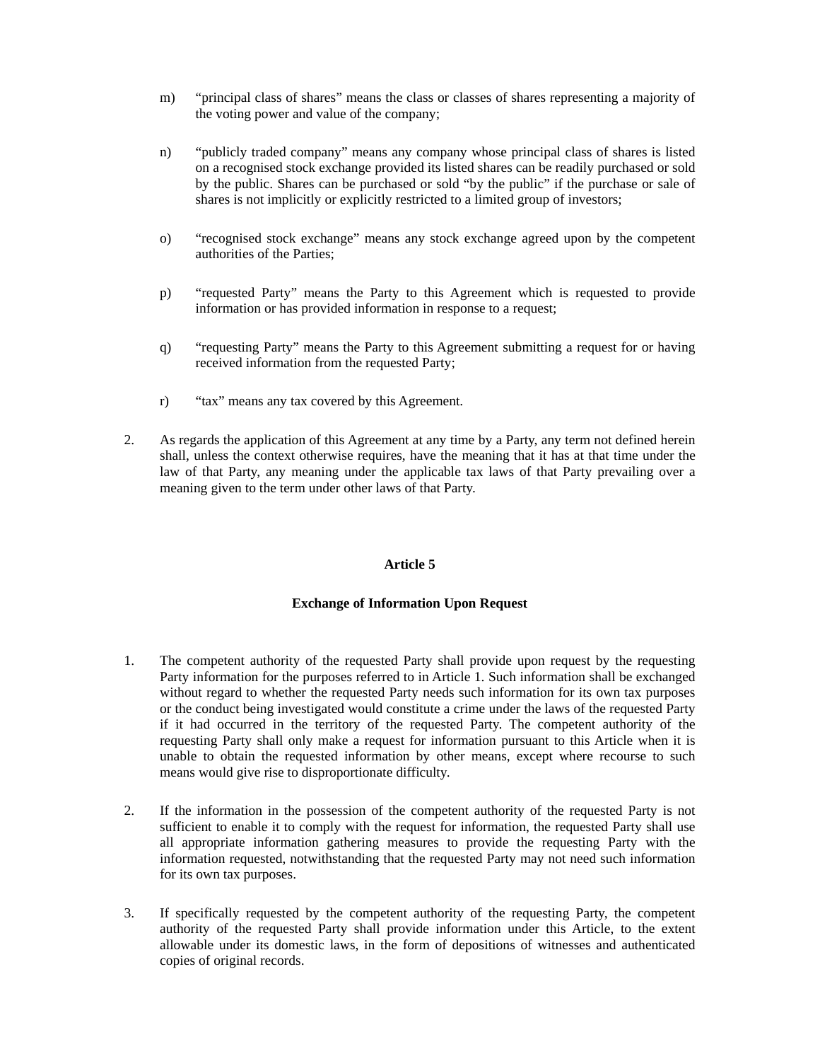m) “principal class of shares” means the class or classes of shares representing a majority of the voting power and value of the company;

n) “publicly traded company” means any company whose principal class of shares is listed on a recognised stock exchange provided its listed shares can be readily purchased or sold by the public. Shares can be purchased or sold “by the public” if the purchase or sale of shares is not implicitly or explicitly restricted to a limited group of investors;

o) “recognised stock exchange” means any stock exchange agreed upon by the competent authorities of the Parties;

p) “requested Party” means the Party to this Agreement which is requested to provide information or has provided information in response to a request;

q) “requesting Party” means the Party to this Agreement submitting a request for or having received information from the requested Party;

r) “tax” means any tax covered by this Agreement.

2. As regards the application of this Agreement at any time by a Party, any term not defined herein shall, unless the context otherwise requires, have the meaning that it has at that time under the law of that Party, any meaning under the applicable tax laws of that Party prevailing over a meaning given to the term under other laws of that Party.

## Article 5

### Exchange of Information Upon Request

1. The competent authority of the requested Party shall provide upon request by the requesting Party information for the purposes referred to in Article 1. Such information shall be exchanged without regard to whether the requested Party needs such information for its own tax purposes or the conduct being investigated would constitute a crime under the laws of the requested Party if it had occurred in the territory of the requested Party. The competent authority of the requesting Party shall only make a request for information pursuant to this Article when it is unable to obtain the requested information by other means, except where recourse to such means would give rise to disproportionate difficulty.

2. If the information in the possession of the competent authority of the requested Party is not sufficient to enable it to comply with the request for information, the requested Party shall use all appropriate information gathering measures to provide the requesting Party with the information requested, notwithstanding that the requested Party may not need such information for its own tax purposes.

3. If specifically requested by the competent authority of the requesting Party, the competent authority of the requested Party shall provide information under this Article, to the extent allowable under its domestic laws, in the form of depositions of witnesses and authenticated copies of original records.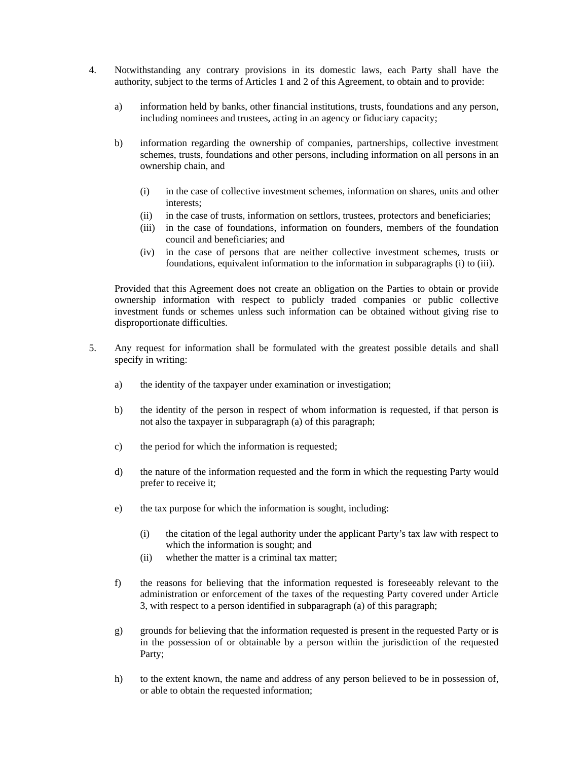4. Notwithstanding any contrary provisions in its domestic laws, each Party shall have the authority, subject to the terms of Articles 1 and 2 of this Agreement, to obtain and to provide:

   a) information held by banks, other financial institutions, trusts, foundations and any person, including nominees and trustees, acting in an agency or fiduciary capacity;

   b) information regarding the ownership of companies, partnerships, collective investment schemes, trusts, foundations and other persons, including information on all persons in an ownership chain, and

      (i) in the case of collective investment schemes, information on shares, units and other interests;
      (ii) in the case of trusts, information on settlors, trustees, protectors and beneficiaries;
      (iii) in the case of foundations, information on founders, members of the foundation council and beneficiaries; and
      (iv) in the case of persons that are neither collective investment schemes, trusts or foundations, equivalent information to the information in subparagraphs (i) to (iii).

   Provided that this Agreement does not create an obligation on the Parties to obtain or provide ownership information with respect to publicly traded companies or public collective investment funds or schemes unless such information can be obtained without giving rise to disproportionate difficulties.

5. Any request for information shall be formulated with the greatest possible details and shall specify in writing:

   a) the identity of the taxpayer under examination or investigation;

   b) the identity of the person in respect of whom information is requested, if that person is not also the taxpayer in subparagraph (a) of this paragraph;

   c) the period for which the information is requested;

   d) the nature of the information requested and the form in which the requesting Party would prefer to receive it;

   e) the tax purpose for which the information is sought, including:

      (i) the citation of the legal authority under the applicant Party's tax law with respect to which the information is sought; and
      (ii) whether the matter is a criminal tax matter;

   f) the reasons for believing that the information requested is foreseeably relevant to the administration or enforcement of the taxes of the requesting Party covered under Article 3, with respect to a person identified in subparagraph (a) of this paragraph;

   g) grounds for believing that the information requested is present in the requested Party or is in the possession of or obtainable by a person within the jurisdiction of the requested Party;

   h) to the extent known, the name and address of any person believed to be in possession of, or able to obtain the requested information;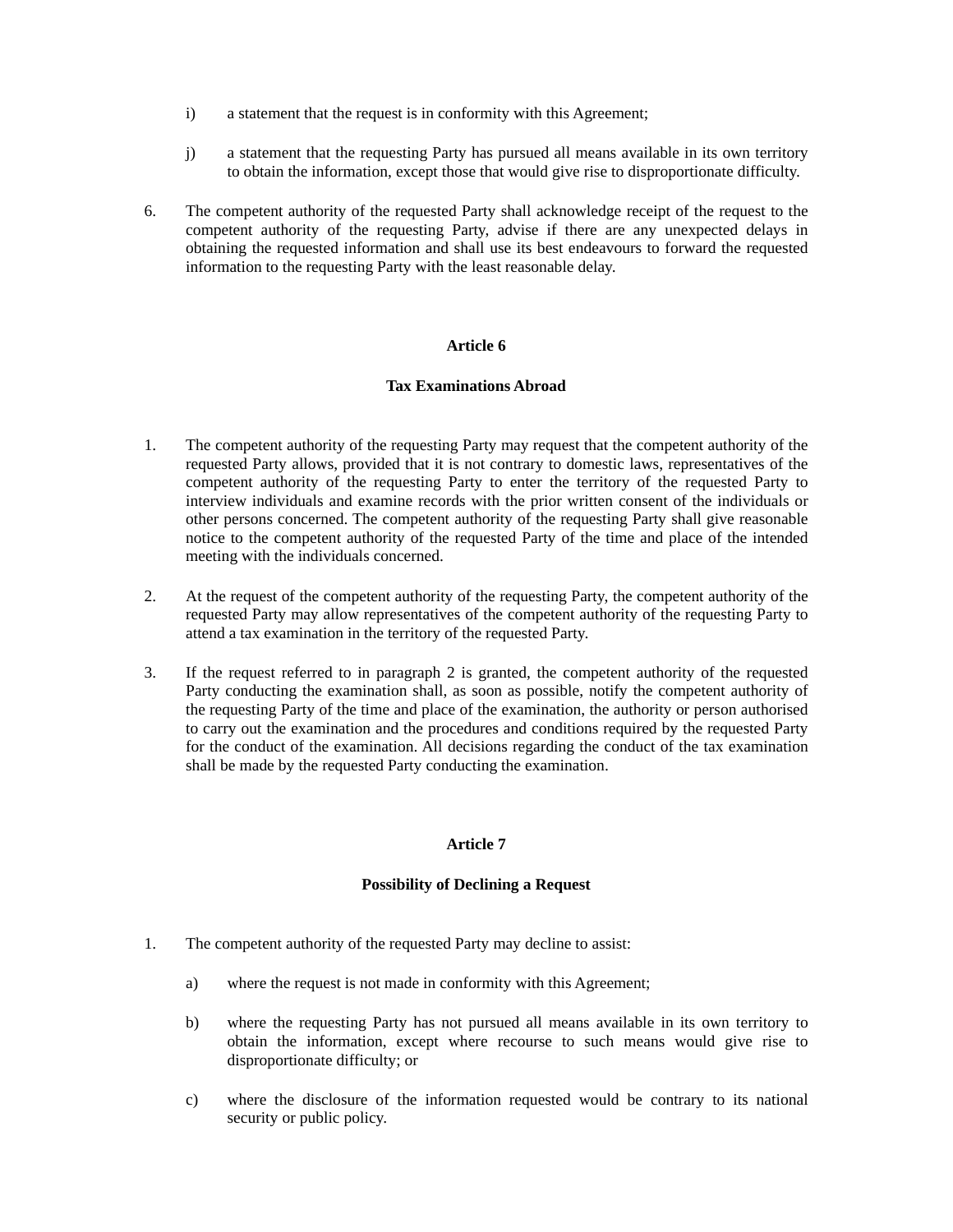i) a statement that the request is in conformity with this Agreement;

j) a statement that the requesting Party has pursued all means available in its own territory to obtain the information, except those that would give rise to disproportionate difficulty.

6. The competent authority of the requested Party shall acknowledge receipt of the request to the competent authority of the requesting Party, advise if there are any unexpected delays in obtaining the requested information and shall use its best endeavours to forward the requested information to the requesting Party with the least reasonable delay.

## Article 6

### Tax Examinations Abroad

1. The competent authority of the requesting Party may request that the competent authority of the requested Party allows, provided that it is not contrary to domestic laws, representatives of the competent authority of the requesting Party to enter the territory of the requested Party to interview individuals and examine records with the prior written consent of the individuals or other persons concerned. The competent authority of the requesting Party shall give reasonable notice to the competent authority of the requested Party of the time and place of the intended meeting with the individuals concerned.

2. At the request of the competent authority of the requesting Party, the competent authority of the requested Party may allow representatives of the competent authority of the requesting Party to attend a tax examination in the territory of the requested Party.

3. If the request referred to in paragraph 2 is granted, the competent authority of the requested Party conducting the examination shall, as soon as possible, notify the competent authority of the requesting Party of the time and place of the examination, the authority or person authorised to carry out the examination and the procedures and conditions required by the requested Party for the conduct of the examination. All decisions regarding the conduct of the tax examination shall be made by the requested Party conducting the examination.

## Article 7

### Possibility of Declining a Request

1. The competent authority of the requested Party may decline to assist:

   a) where the request is not made in conformity with this Agreement;

   b) where the requesting Party has not pursued all means available in its own territory to obtain the information, except where recourse to such means would give rise to disproportionate difficulty; or

   c) where the disclosure of the information requested would be contrary to its national security or public policy.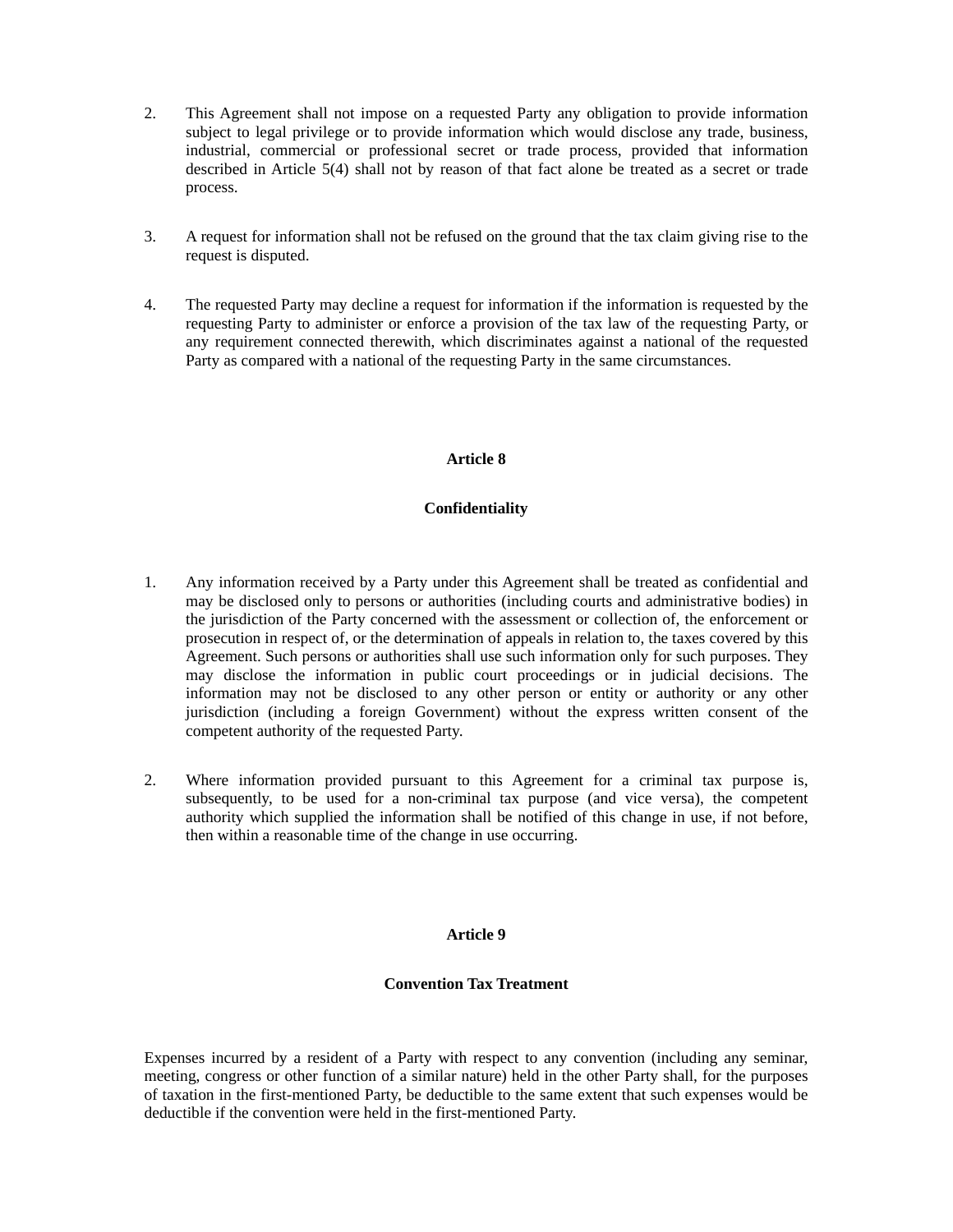2. This Agreement shall not impose on a requested Party any obligation to provide information subject to legal privilege or to provide information which would disclose any trade, business, industrial, commercial or professional secret or trade process, provided that information described in Article 5(4) shall not by reason of that fact alone be treated as a secret or trade process.

3. A request for information shall not be refused on the ground that the tax claim giving rise to the request is disputed.

4. The requested Party may decline a request for information if the information is requested by the requesting Party to administer or enforce a provision of the tax law of the requesting Party, or any requirement connected therewith, which discriminates against a national of the requested Party as compared with a national of the requesting Party in the same circumstances.

## Article 8

## Confidentiality

1. Any information received by a Party under this Agreement shall be treated as confidential and may be disclosed only to persons or authorities (including courts and administrative bodies) in the jurisdiction of the Party concerned with the assessment or collection of, the enforcement or prosecution in respect of, or the determination of appeals in relation to, the taxes covered by this Agreement. Such persons or authorities shall use such information only for such purposes. They may disclose the information in public court proceedings or in judicial decisions. The information may not be disclosed to any other person or entity or authority or any other jurisdiction (including a foreign Government) without the express written consent of the competent authority of the requested Party.

2. Where information provided pursuant to this Agreement for a criminal tax purpose is, subsequently, to be used for a non-criminal tax purpose (and vice versa), the competent authority which supplied the information shall be notified of this change in use, if not before, then within a reasonable time of the change in use occurring.

## Article 9

## Convention Tax Treatment

Expenses incurred by a resident of a Party with respect to any convention (including any seminar, meeting, congress or other function of a similar nature) held in the other Party shall, for the purposes of taxation in the first-mentioned Party, be deductible to the same extent that such expenses would be deductible if the convention were held in the first-mentioned Party.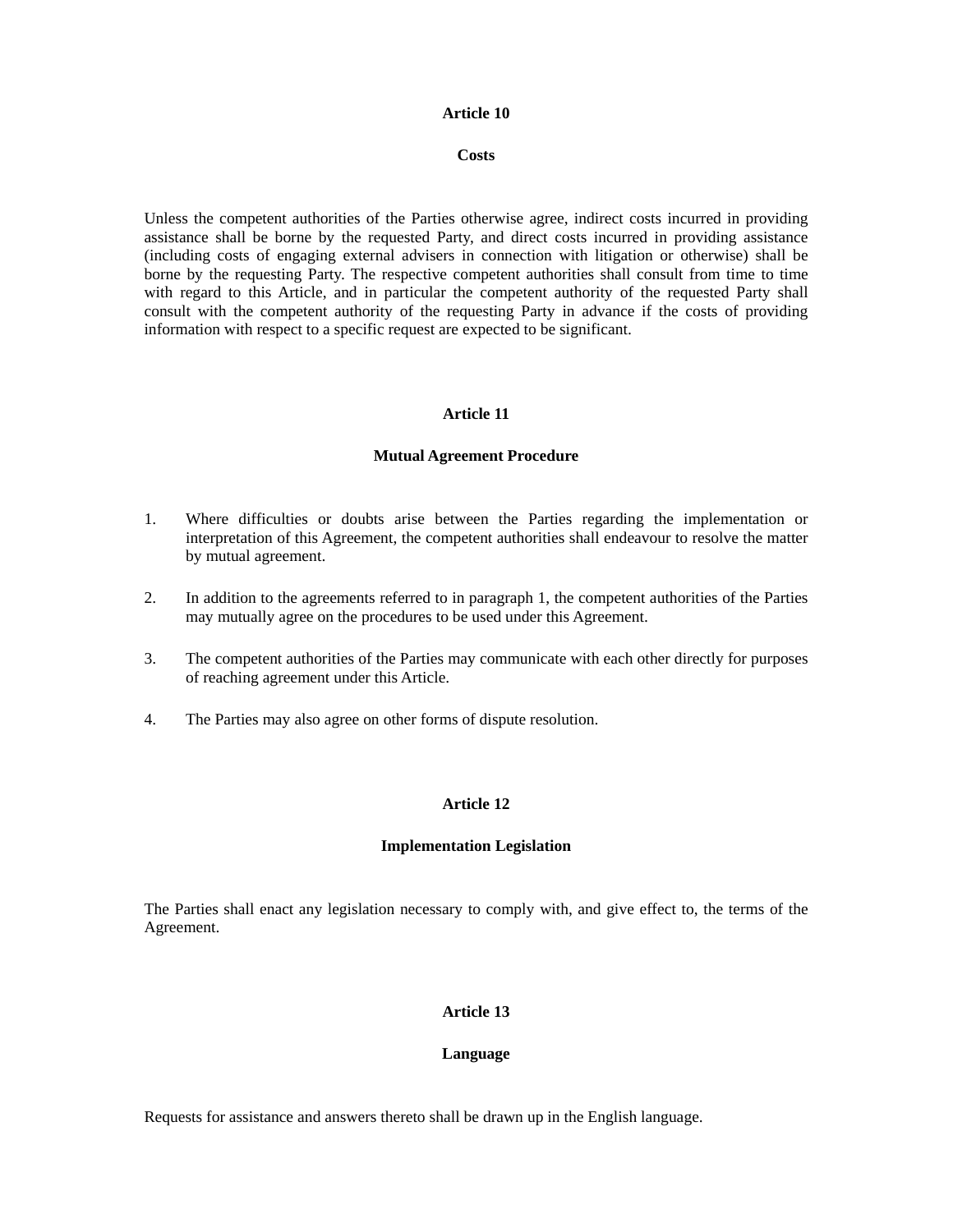## Article 10

### Costs

Unless the competent authorities of the Parties otherwise agree, indirect costs incurred in providing assistance shall be borne by the requested Party, and direct costs incurred in providing assistance (including costs of engaging external advisers in connection with litigation or otherwise) shall be borne by the requesting Party. The respective competent authorities shall consult from time to time with regard to this Article, and in particular the competent authority of the requested Party shall consult with the competent authority of the requesting Party in advance if the costs of providing information with respect to a specific request are expected to be significant.

## Article 11

### Mutual Agreement Procedure

1. Where difficulties or doubts arise between the Parties regarding the implementation or interpretation of this Agreement, the competent authorities shall endeavour to resolve the matter by mutual agreement.

2. In addition to the agreements referred to in paragraph 1, the competent authorities of the Parties may mutually agree on the procedures to be used under this Agreement.

3. The competent authorities of the Parties may communicate with each other directly for purposes of reaching agreement under this Article.

4. The Parties may also agree on other forms of dispute resolution.

## Article 12

### Implementation Legislation

The Parties shall enact any legislation necessary to comply with, and give effect to, the terms of the Agreement.

## Article 13

### Language

Requests for assistance and answers thereto shall be drawn up in the English language.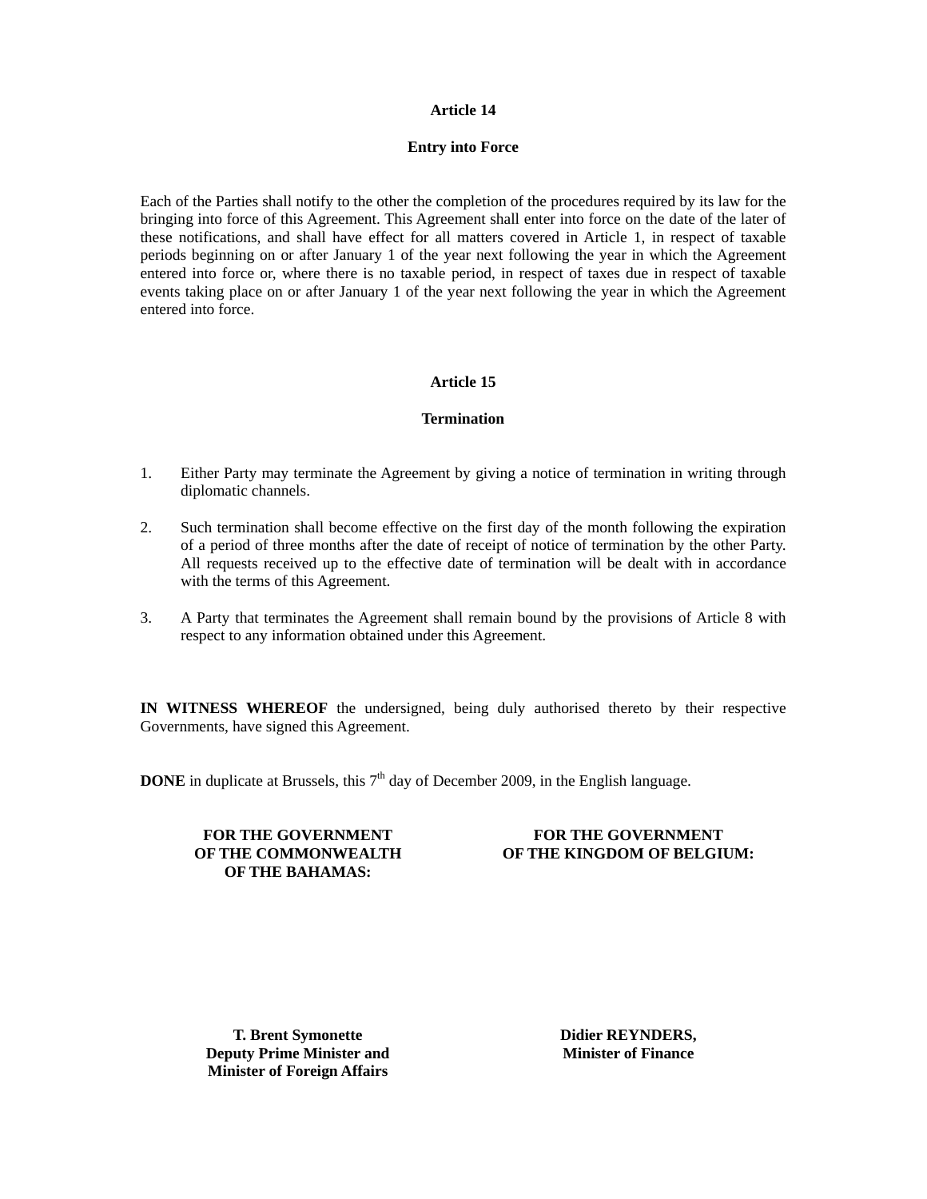**Article 14**

**Entry into Force**

Each of the Parties shall notify to the other the completion of the procedures required by its law for the bringing into force of this Agreement. This Agreement shall enter into force on the date of the later of these notifications, and shall have effect for all matters covered in Article 1, in respect of taxable periods beginning on or after January 1 of the year next following the year in which the Agreement entered into force or, where there is no taxable period, in respect of taxes due in respect of taxable events taking place on or after January 1 of the year next following the year in which the Agreement entered into force.

**Article 15**

**Termination**

1. Either Party may terminate the Agreement by giving a notice of termination in writing through diplomatic channels.

2. Such termination shall become effective on the first day of the month following the expiration of a period of three months after the date of receipt of notice of termination by the other Party. All requests received up to the effective date of termination will be dealt with in accordance with the terms of this Agreement.

3. A Party that terminates the Agreement shall remain bound by the provisions of Article 8 with respect to any information obtained under this Agreement.

**IN WITNESS WHEREOF** the undersigned, being duly authorised thereto by their respective Governments, have signed this Agreement.

**DONE** in duplicate at Brussels, this 7th day of December 2009, in the English language.

**FOR THE GOVERNMENT OF THE COMMONWEALTH OF THE BAHAMAS:**

**T. Brent Symonette**
**Deputy Prime Minister and Minister of Foreign Affairs**

**FOR THE GOVERNMENT OF THE KINGDOM OF BELGIUM:**

**Didier REYNDERS,**
**Minister of Finance**